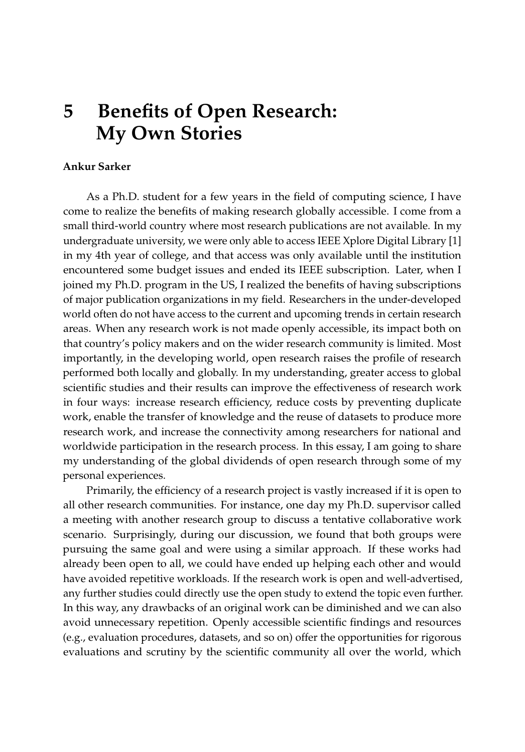# 5 Benefits of Open Research: My Own Stories

**Ankur Sarker**

As a Ph.D. student for a few years in the field of computing science, I have come to realize the benefits of making research globally accessible. I come from a small third-world country where most research publications are not available. In my undergraduate university, we were only able to access IEEE Xplore Digital Library [1] in my 4th year of college, and that access was only available until the institution encountered some budget issues and ended its IEEE subscription. Later, when I joined my Ph.D. program in the US, I realized the benefits of having subscriptions of major publication organizations in my field. Researchers in the under-developed world often do not have access to the current and upcoming trends in certain research areas. When any research work is not made openly accessible, its impact both on that country's policy makers and on the wider research community is limited. Most importantly, in the developing world, open research raises the profile of research performed both locally and globally. In my understanding, greater access to global scientific studies and their results can improve the effectiveness of research work in four ways: increase research efficiency, reduce costs by preventing duplicate work, enable the transfer of knowledge and the reuse of datasets to produce more research work, and increase the connectivity among researchers for national and worldwide participation in the research process. In this essay, I am going to share my understanding of the global dividends of open research through some of my personal experiences.

Primarily, the efficiency of a research project is vastly increased if it is open to all other research communities. For instance, one day my Ph.D. supervisor called a meeting with another research group to discuss a tentative collaborative work scenario. Surprisingly, during our discussion, we found that both groups were pursuing the same goal and were using a similar approach. If these works had already been open to all, we could have ended up helping each other and would have avoided repetitive workloads. If the research work is open and well-advertised, any further studies could directly use the open study to extend the topic even further. In this way, any drawbacks of an original work can be diminished and we can also avoid unnecessary repetition. Openly accessible scientific findings and resources (e.g., evaluation procedures, datasets, and so on) offer the opportunities for rigorous evaluations and scrutiny by the scientific community all over the world, which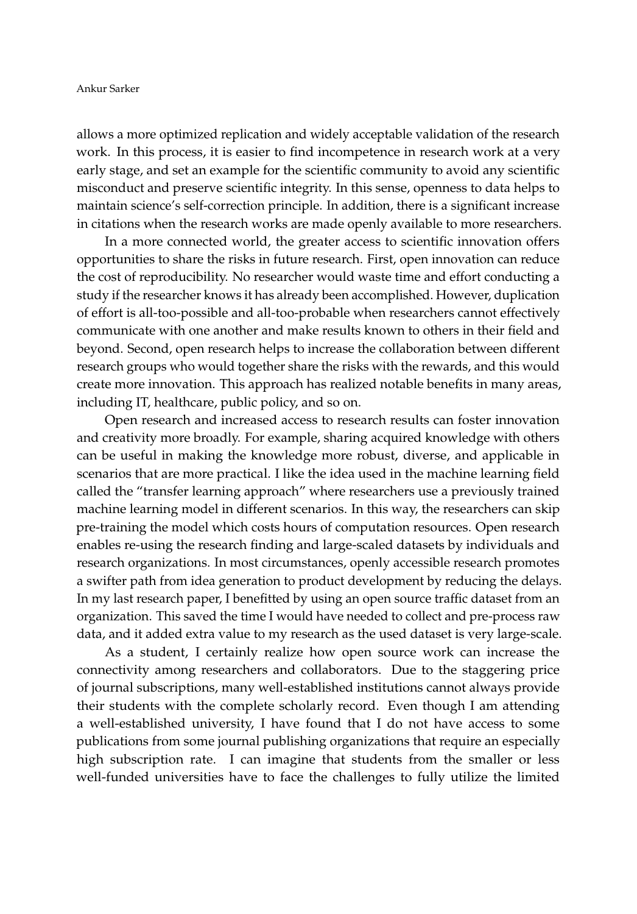allows a more optimized replication and widely acceptable validation of the research work. In this process, it is easier to find incompetence in research work at a very early stage, and set an example for the scientific community to avoid any scientific misconduct and preserve scientific integrity. In this sense, openness to data helps to maintain science's self-correction principle. In addition, there is a significant increase in citations when the research works are made openly available to more researchers.

In a more connected world, the greater access to scientific innovation offers opportunities to share the risks in future research. First, open innovation can reduce the cost of reproducibility. No researcher would waste time and effort conducting a study if the researcher knows it has already been accomplished. However, duplication of effort is all-too-possible and all-too-probable when researchers cannot effectively communicate with one another and make results known to others in their field and beyond. Second, open research helps to increase the collaboration between different research groups who would together share the risks with the rewards, and this would create more innovation. This approach has realized notable benefits in many areas, including IT, healthcare, public policy, and so on.

Open research and increased access to research results can foster innovation and creativity more broadly. For example, sharing acquired knowledge with others can be useful in making the knowledge more robust, diverse, and applicable in scenarios that are more practical. I like the idea used in the machine learning field called the "transfer learning approach" where researchers use a previously trained machine learning model in different scenarios. In this way, the researchers can skip pre-training the model which costs hours of computation resources. Open research enables re-using the research finding and large-scaled datasets by individuals and research organizations. In most circumstances, openly accessible research promotes a swifter path from idea generation to product development by reducing the delays. In my last research paper, I benefitted by using an open source traffic dataset from an organization. This saved the time I would have needed to collect and pre-process raw data, and it added extra value to my research as the used dataset is very large-scale.

As a student, I certainly realize how open source work can increase the connectivity among researchers and collaborators. Due to the staggering price of journal subscriptions, many well-established institutions cannot always provide their students with the complete scholarly record. Even though I am attending a well-established university, I have found that I do not have access to some publications from some journal publishing organizations that require an especially high subscription rate. I can imagine that students from the smaller or less well-funded universities have to face the challenges to fully utilize the limited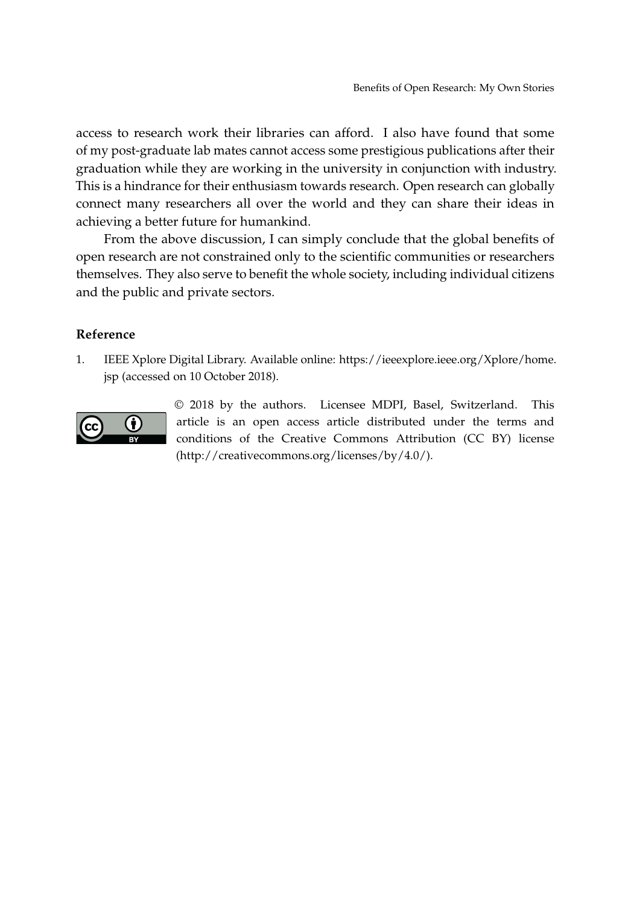access to research work their libraries can afford. I also have found that some of my post-graduate lab mates cannot access some prestigious publications after their graduation while they are working in the university in conjunction with industry. This is a hindrance for their enthusiasm towards research. Open research can globally connect many researchers all over the world and they can share their ideas in achieving a better future for humankind.

From the above discussion, I can simply conclude that the global benefits of open research are not constrained only to the scientific communities or researchers themselves. They also serve to benefit the whole society, including individual citizens and the public and private sectors.

## Reference

1. IEEE Xplore Digital Library. Available online: https://ieeexplore.ieee.org/Xplore/home.jsp (accessed on 10 October 2018).

© 2018 by the authors. Licensee MDPI, Basel, Switzerland. This article is an open access article distributed under the terms and conditions of the Creative Commons Attribution (CC BY) license (http://creativecommons.org/licenses/by/4.0/).